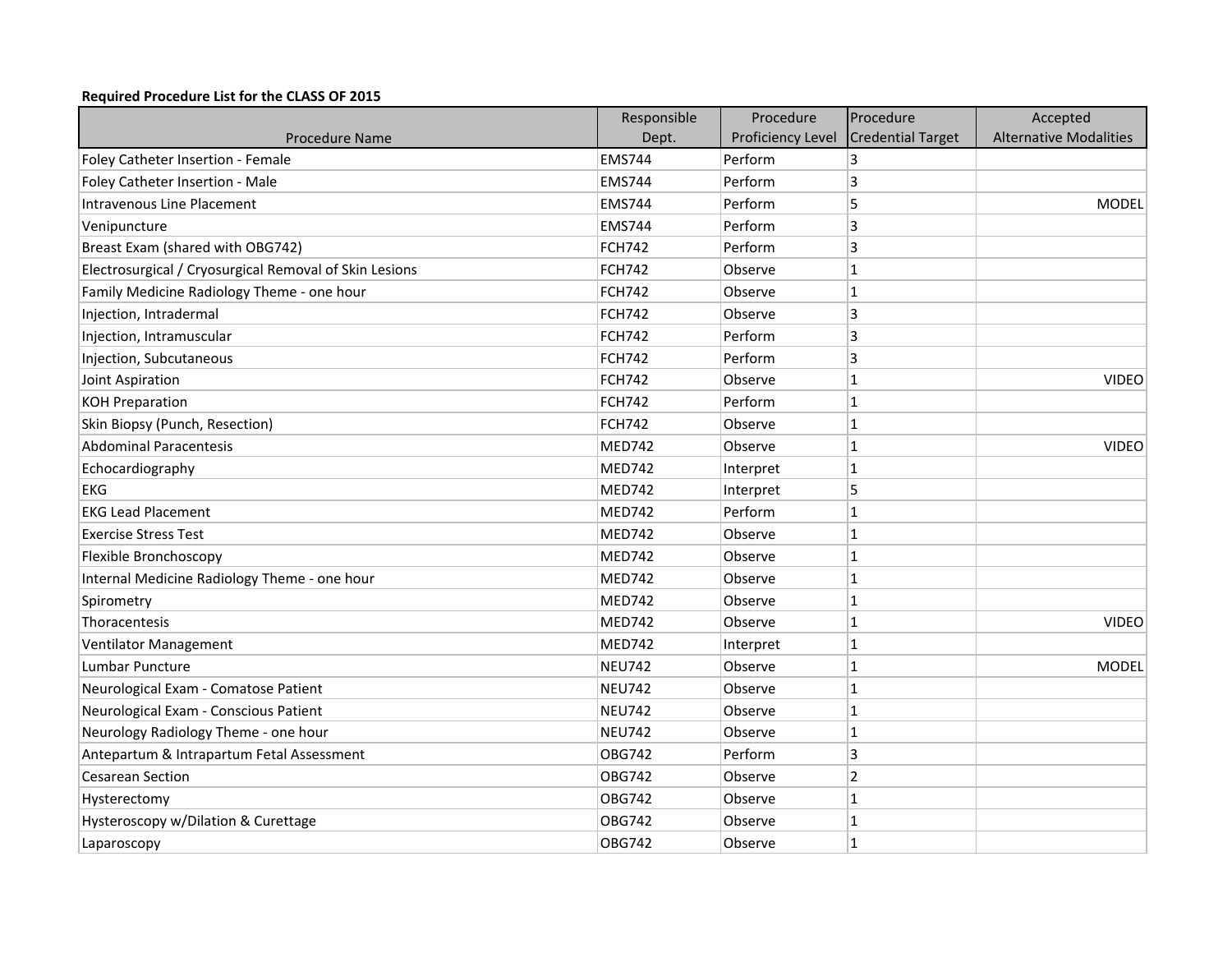**Required Procedure List for the CLASS OF 2015**

| Procedure Name | Responsible Dept. | Procedure Proficiency Level | Procedure Credential Target | Accepted Alternative Modalities |
|---|---|---|---|---|
| Foley Catheter Insertion - Female | EMS744 | Perform | 3 | |
| Foley Catheter Insertion - Male | EMS744 | Perform | 3 | |
| Intravenous Line Placement | EMS744 | Perform | 5 | MODEL |
| Venipuncture | EMS744 | Perform | 3 | |
| Breast Exam (shared with OBG742) | FCH742 | Perform | 3 | |
| Electrosurgical / Cryosurgical Removal of Skin Lesions | FCH742 | Observe | 1 | |
| Family Medicine Radiology Theme - one hour | FCH742 | Observe | 1 | |
| Injection, Intradermal | FCH742 | Observe | 3 | |
| Injection, Intramuscular | FCH742 | Perform | 3 | |
| Injection, Subcutaneous | FCH742 | Perform | 3 | |
| Joint Aspiration | FCH742 | Observe | 1 | VIDEO |
| KOH Preparation | FCH742 | Perform | 1 | |
| Skin Biopsy (Punch, Resection) | FCH742 | Observe | 1 | |
| Abdominal Paracentesis | MED742 | Observe | 1 | VIDEO |
| Echocardiography | MED742 | Interpret | 1 | |
| EKG | MED742 | Interpret | 5 | |
| EKG Lead Placement | MED742 | Perform | 1 | |
| Exercise Stress Test | MED742 | Observe | 1 | |
| Flexible Bronchoscopy | MED742 | Observe | 1 | |
| Internal Medicine Radiology Theme - one hour | MED742 | Observe | 1 | |
| Spirometry | MED742 | Observe | 1 | |
| Thoracentesis | MED742 | Observe | 1 | VIDEO |
| Ventilator Management | MED742 | Interpret | 1 | |
| Lumbar Puncture | NEU742 | Observe | 1 | MODEL |
| Neurological Exam - Comatose Patient | NEU742 | Observe | 1 | |
| Neurological Exam - Conscious Patient | NEU742 | Observe | 1 | |
| Neurology Radiology Theme - one hour | NEU742 | Observe | 1 | |
| Antepartum & Intrapartum Fetal Assessment | OBG742 | Perform | 3 | |
| Cesarean Section | OBG742 | Observe | 2 | |
| Hysterectomy | OBG742 | Observe | 1 | |
| Hysteroscopy w/Dilation & Curettage | OBG742 | Observe | 1 | |
| Laparoscopy | OBG742 | Observe | 1 | |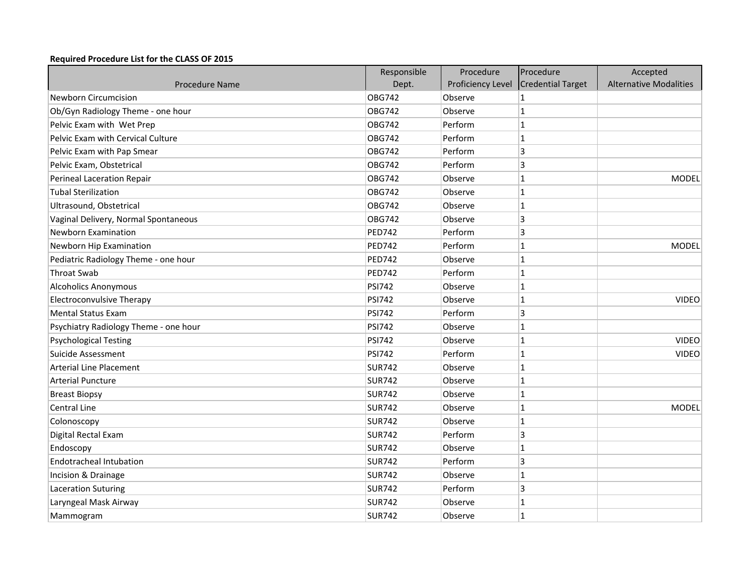**Required Procedure List for the CLASS OF 2015**

| Procedure Name | Responsible Dept. | Procedure Proficiency Level | Procedure Credential Target | Accepted Alternative Modalities |
|---|---|---|---|---|
| Newborn Circumcision | OBG742 | Observe | 1 | |
| Ob/Gyn Radiology Theme - one hour | OBG742 | Observe | 1 | |
| Pelvic Exam with Wet Prep | OBG742 | Perform | 1 | |
| Pelvic Exam with Cervical Culture | OBG742 | Perform | 1 | |
| Pelvic Exam with Pap Smear | OBG742 | Perform | 3 | |
| Pelvic Exam, Obstetrical | OBG742 | Perform | 3 | |
| Perineal Laceration Repair | OBG742 | Observe | 1 | MODEL |
| Tubal Sterilization | OBG742 | Observe | 1 | |
| Ultrasound, Obstetrical | OBG742 | Observe | 1 | |
| Vaginal Delivery, Normal Spontaneous | OBG742 | Observe | 3 | |
| Newborn Examination | PED742 | Perform | 3 | |
| Newborn Hip Examination | PED742 | Perform | 1 | MODEL |
| Pediatric Radiology Theme - one hour | PED742 | Observe | 1 | |
| Throat Swab | PED742 | Perform | 1 | |
| Alcoholics Anonymous | PSI742 | Observe | 1 | |
| Electroconvulsive Therapy | PSI742 | Observe | 1 | VIDEO |
| Mental Status Exam | PSI742 | Perform | 3 | |
| Psychiatry Radiology Theme - one hour | PSI742 | Observe | 1 | |
| Psychological Testing | PSI742 | Observe | 1 | VIDEO |
| Suicide Assessment | PSI742 | Perform | 1 | VIDEO |
| Arterial Line Placement | SUR742 | Observe | 1 | |
| Arterial Puncture | SUR742 | Observe | 1 | |
| Breast Biopsy | SUR742 | Observe | 1 | |
| Central Line | SUR742 | Observe | 1 | MODEL |
| Colonoscopy | SUR742 | Observe | 1 | |
| Digital Rectal Exam | SUR742 | Perform | 3 | |
| Endoscopy | SUR742 | Observe | 1 | |
| Endotracheal Intubation | SUR742 | Perform | 3 | |
| Incision & Drainage | SUR742 | Observe | 1 | |
| Laceration Suturing | SUR742 | Perform | 3 | |
| Laryngeal Mask Airway | SUR742 | Observe | 1 | |
| Mammogram | SUR742 | Observe | 1 | |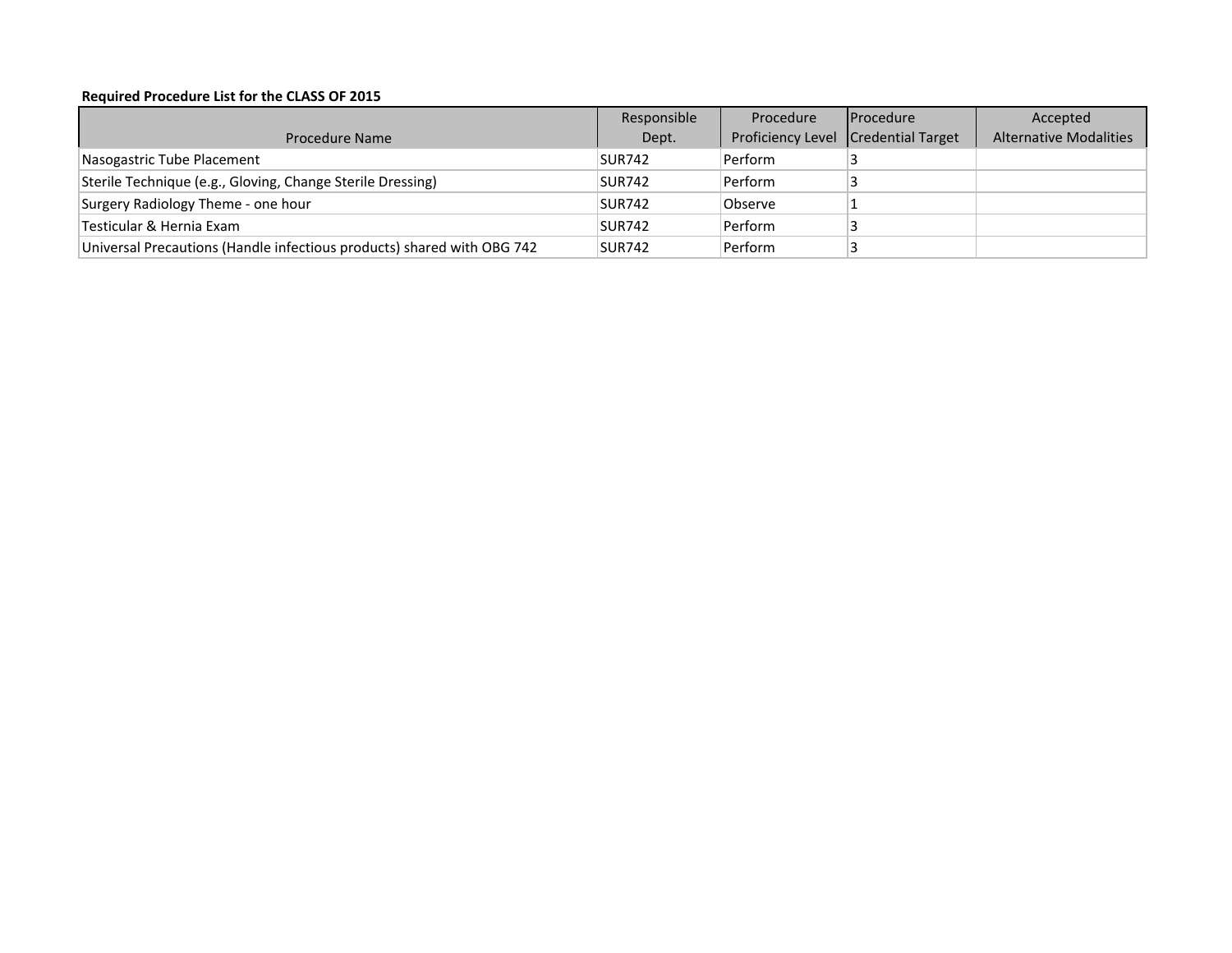**Required Procedure List for the CLASS OF 2015**

| Procedure Name | Responsible Dept. | Procedure Proficiency Level | Procedure Credential Target | Accepted Alternative Modalities |
|---|---|---|---|---|
| Nasogastric Tube Placement | SUR742 | Perform | 3 | |
| Sterile Technique (e.g., Gloving, Change Sterile Dressing) | SUR742 | Perform | 3 | |
| Surgery Radiology Theme - one hour | SUR742 | Observe | 1 | |
| Testicular & Hernia Exam | SUR742 | Perform | 3 | |
| Universal Precautions (Handle infectious products) shared with OBG 742 | SUR742 | Perform | 3 | |